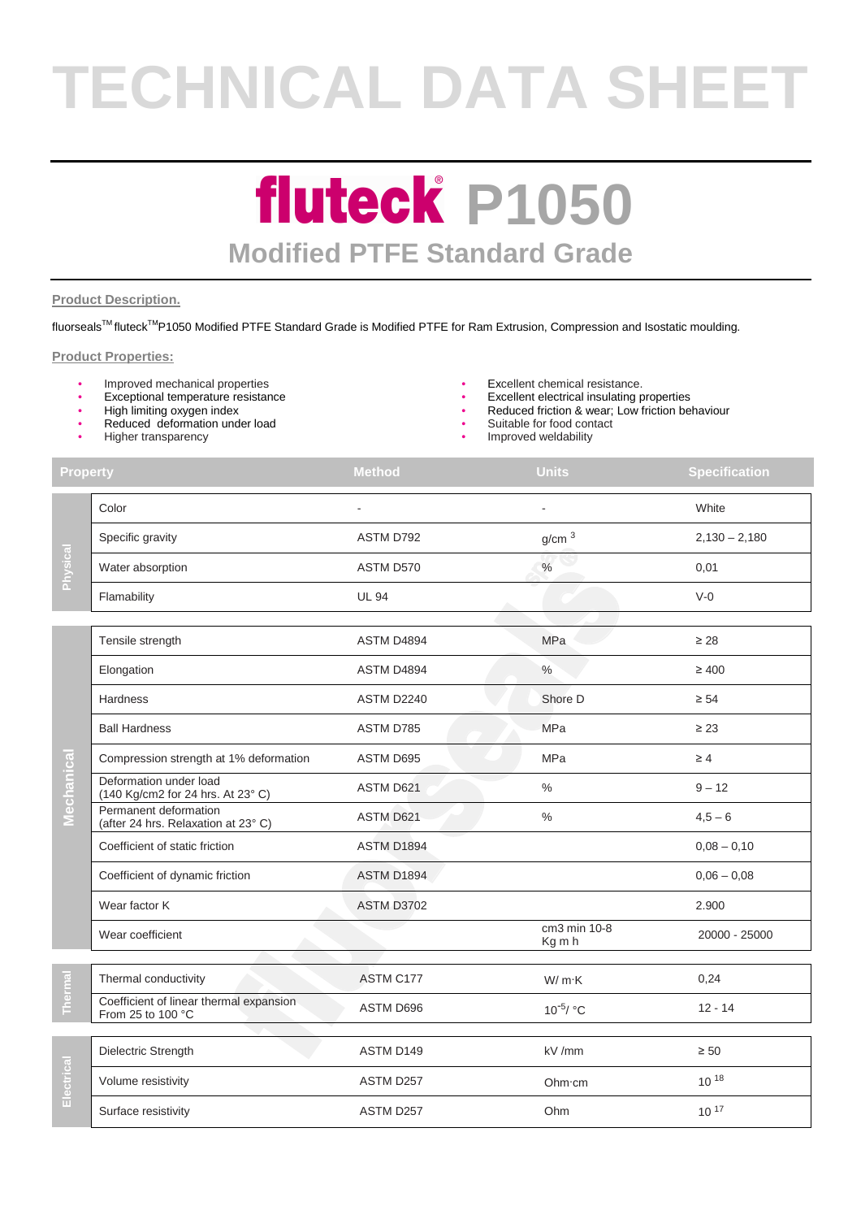# TECHNICAL DATA SHEET

# fluteck® P1050

## Modified PTFE Standard Grade

**Product Description.**

fluorseals™ fluteck™P1050 Modified PTFE Standard Grade is Modified PTFE for Ram Extrusion, Compression and Isostatic moulding.

**Product Properties:**

- Improved mechanical properties
- Exceptional temperature resistance
- High limiting oxygen index
- Reduced deformation under load
- Higher transparency
- Excellent chemical resistance.
- Excellent electrical insulating properties
- Reduced friction & wear; Low friction behaviour
- Suitable for food contact
- Improved weldability

| | Property | Method | Units | Specification |
|---|---|---|---|---|
| Physical | Color | - | - | White |
| | Specific gravity | ASTM D792 | $g/cm^3$ | 2,130 – 2,180 |
| | Water absorption | ASTM D570 | % | 0,01 |
| | Flamability | UL 94 | | V-0 |
| Mechanical | Tensile strength | ASTM D4894 | MPa | ≥ 28 |
| | Elongation | ASTM D4894 | % | ≥ 400 |
| | Hardness | ASTM D2240 | Shore D | ≥ 54 |
| | Ball Hardness | ASTM D785 | MPa | ≥ 23 |
| | Compression strength at 1% deformation | ASTM D695 | MPa | ≥ 4 |
| | Deformation under load (140 Kg/cm2 for 24 hrs. At 23° C) | ASTM D621 | % | 9 – 12 |
| | Permanent deformation (after 24 hrs. Relaxation at 23° C) | ASTM D621 | % | 4,5 – 6 |
| | Coefficient of static friction | ASTM D1894 | | 0,08 – 0,10 |
| | Coefficient of dynamic friction | ASTM D1894 | | 0,06 – 0,08 |
| | Wear factor K | ASTM D3702 | | 2.900 |
| | Wear coefficient | | cm3 min 10-8 Kg m h | 20000 - 25000 |
| Thermal | Thermal conductivity | ASTM C177 | W/ m·K | 0,24 |
| | Coefficient of linear thermal expansion From 25 to 100 °C | ASTM D696 | $10^{-5}$/ °C | 12 - 14 |
| Electrical | Dielectric Strength | ASTM D149 | kV /mm | ≥ 50 |
| | Volume resistivity | ASTM D257 | Ohm·cm | $10^{18}$ |
| | Surface resistivity | ASTM D257 | Ohm | $10^{17}$ |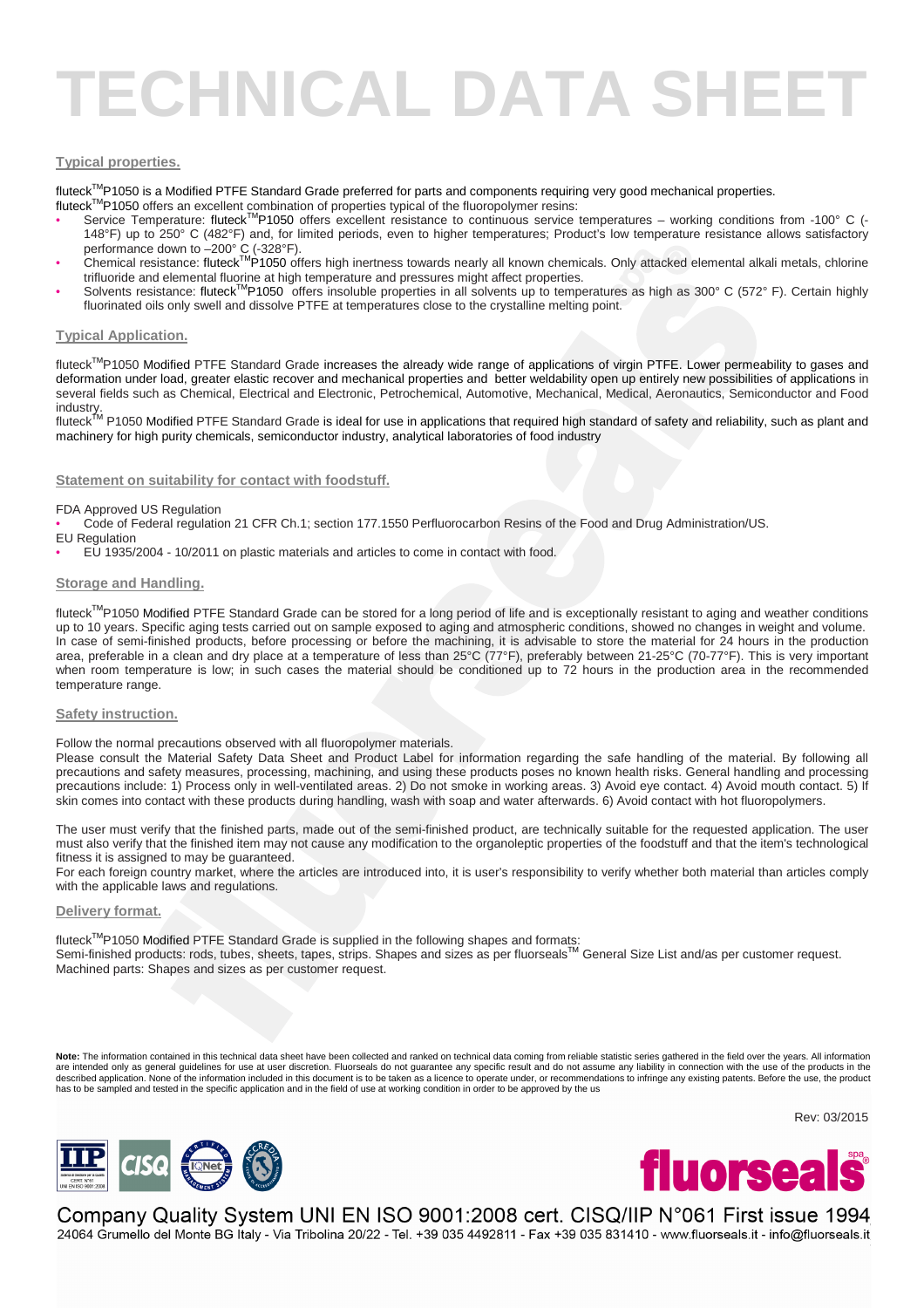# TECHNICAL DATA SHEET

## Typical properties.

fluteck™P1050 is a Modified PTFE Standard Grade preferred for parts and components requiring very good mechanical properties.
fluteck™P1050 offers an excellent combination of properties typical of the fluoropolymer resins:

- Service Temperature: fluteck™P1050 offers excellent resistance to continuous service temperatures – working conditions from -100° C (-148°F) up to 250° C (482°F) and, for limited periods, even to higher temperatures; Product's low temperature resistance allows satisfactory performance down to –200° C (-328°F).
- Chemical resistance: fluteck™P1050 offers high inertness towards nearly all known chemicals. Only attacked elemental alkali metals, chlorine trifluoride and elemental fluorine at high temperature and pressures might affect properties.
- Solvents resistance: fluteck™P1050 offers insoluble properties in all solvents up to temperatures as high as 300° C (572° F). Certain highly fluorinated oils only swell and dissolve PTFE at temperatures close to the crystalline melting point.

## Typical Application.

fluteck™P1050 Modified PTFE Standard Grade increases the already wide range of applications of virgin PTFE. Lower permeability to gases and deformation under load, greater elastic recover and mechanical properties and better weldability open up entirely new possibilities of applications in several fields such as Chemical, Electrical and Electronic, Petrochemical, Automotive, Mechanical, Medical, Aeronautics, Semiconductor and Food industry.
fluteck™ P1050 Modified PTFE Standard Grade is ideal for use in applications that required high standard of safety and reliability, such as plant and machinery for high purity chemicals, semiconductor industry, analytical laboratories of food industry

## Statement on suitability for contact with foodstuff.

FDA Approved US Regulation

- Code of Federal regulation 21 CFR Ch.1; section 177.1550 Perfluorocarbon Resins of the Food and Drug Administration/US.

EU Regulation

- EU 1935/2004 - 10/2011 on plastic materials and articles to come in contact with food.

## Storage and Handling.

fluteck™P1050 Modified PTFE Standard Grade can be stored for a long period of life and is exceptionally resistant to aging and weather conditions up to 10 years. Specific aging tests carried out on sample exposed to aging and atmospheric conditions, showed no changes in weight and volume.
In case of semi-finished products, before processing or before the machining, it is advisable to store the material for 24 hours in the production area, preferable in a clean and dry place at a temperature of less than 25°C (77°F), preferably between 21-25°C (70-77°F). This is very important when room temperature is low; in such cases the material should be conditioned up to 72 hours in the production area in the recommended temperature range.

## Safety instruction.

Follow the normal precautions observed with all fluoropolymer materials.
Please consult the Material Safety Data Sheet and Product Label for information regarding the safe handling of the material. By following all precautions and safety measures, processing, machining, and using these products poses no known health risks. General handling and processing precautions include: 1) Process only in well-ventilated areas. 2) Do not smoke in working areas. 3) Avoid eye contact. 4) Avoid mouth contact. 5) If skin comes into contact with these products during handling, wash with soap and water afterwards. 6) Avoid contact with hot fluoropolymers.

The user must verify that the finished parts, made out of the semi-finished product, are technically suitable for the requested application. The user must also verify that the finished item may not cause any modification to the organoleptic properties of the foodstuff and that the item's technological fitness it is assigned to may be guaranteed.
For each foreign country market, where the articles are introduced into, it is user's responsibility to verify whether both material than articles comply with the applicable laws and regulations.

## Delivery format.

fluteck™P1050 Modified PTFE Standard Grade is supplied in the following shapes and formats:
Semi-finished products: rods, tubes, sheets, tapes, strips. Shapes and sizes as per fluorseals™ General Size List and/as per customer request.
Machined parts: Shapes and sizes as per customer request.

**Note:** The information contained in this technical data sheet have been collected and ranked on technical data coming from reliable statistic series gathered in the field over the years. All information are intended only as general guidelines for use at user discretion. Fluorseals do not guarantee any specific result and do not assume any liability in connection with the use of the products in the described application. None of the information included in this document is to be taken as a licence to operate under, or recommendations to infringe any existing patents. Before the use, the product has to be sampled and tested in the specific application and in the field of use at working condition in order to be approved by the us

Rev: 03/2015

fluorseals spa

Company Quality System UNI EN ISO 9001:2008 cert. CISQ/IIP N°061 First issue 1994
24064 Grumello del Monte BG Italy - Via Tribolina 20/22 - Tel. +39 035 4492811 - Fax +39 035 831410 - www.fluorseals.it - info@fluorseals.it